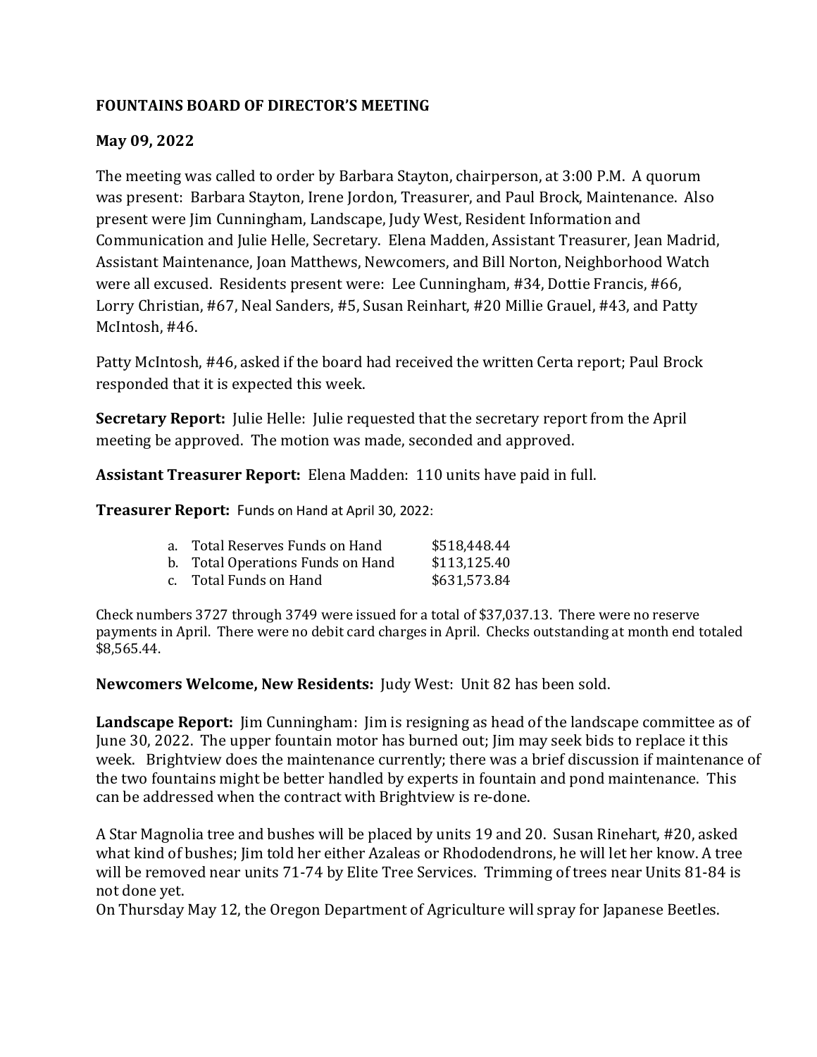**FOUNTAINS BOARD OF DIRECTOR'S MEETING**

**May 09, 2022**

The meeting was called to order by Barbara Stayton, chairperson, at 3:00 P.M. A quorum was present: Barbara Stayton, Irene Jordon, Treasurer, and Paul Brock, Maintenance. Also present were Jim Cunningham, Landscape, Judy West, Resident Information and Communication and Julie Helle, Secretary. Elena Madden, Assistant Treasurer, Jean Madrid, Assistant Maintenance, Joan Matthews, Newcomers, and Bill Norton, Neighborhood Watch were all excused. Residents present were: Lee Cunningham, #34, Dottie Francis, #66, Lorry Christian, #67, Neal Sanders, #5, Susan Reinhart, #20 Millie Grauel, #43, and Patty McIntosh, #46.

Patty McIntosh, #46, asked if the board had received the written Certa report; Paul Brock responded that it is expected this week.

**Secretary Report:** Julie Helle: Julie requested that the secretary report from the April meeting be approved. The motion was made, seconded and approved.

**Assistant Treasurer Report:** Elena Madden: 110 units have paid in full.

**Treasurer Report:** Funds on Hand at April 30, 2022:

a. Total Reserves Funds on Hand $518,448.44
b. Total Operations Funds on Hand $113,125.40
c. Total Funds on Hand $631,573.84

Check numbers 3727 through 3749 were issued for a total of $37,037.13. There were no reserve payments in April. There were no debit card charges in April. Checks outstanding at month end totaled $8,565.44.

**Newcomers Welcome, New Residents:** Judy West: Unit 82 has been sold.

**Landscape Report:** Jim Cunningham: Jim is resigning as head of the landscape committee as of June 30, 2022. The upper fountain motor has burned out; Jim may seek bids to replace it this week. Brightview does the maintenance currently; there was a brief discussion if maintenance of the two fountains might be better handled by experts in fountain and pond maintenance. This can be addressed when the contract with Brightview is re-done.

A Star Magnolia tree and bushes will be placed by units 19 and 20. Susan Rinehart, #20, asked what kind of bushes; Jim told her either Azaleas or Rhododendrons, he will let her know. A tree will be removed near units 71-74 by Elite Tree Services. Trimming of trees near Units 81-84 is not done yet.

On Thursday May 12, the Oregon Department of Agriculture will spray for Japanese Beetles.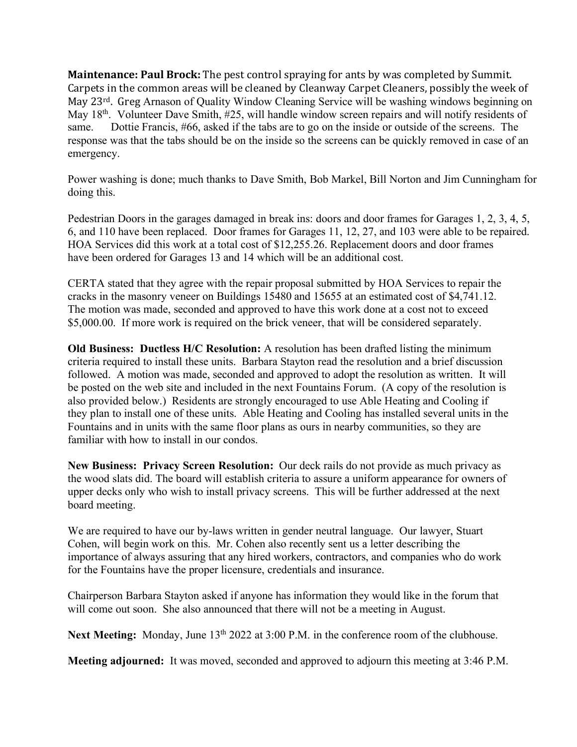**Maintenance: Paul Brock:** The pest control spraying for ants by was completed by Summit. Carpets in the common areas will be cleaned by Cleanway Carpet Cleaners, possibly the week of May 23rd. Greg Arnason of Quality Window Cleaning Service will be washing windows beginning on May 18th. Volunteer Dave Smith, #25, will handle window screen repairs and will notify residents of same. Dottie Francis, #66, asked if the tabs are to go on the inside or outside of the screens. The response was that the tabs should be on the inside so the screens can be quickly removed in case of an emergency.

Power washing is done; much thanks to Dave Smith, Bob Markel, Bill Norton and Jim Cunningham for doing this.

Pedestrian Doors in the garages damaged in break ins: doors and door frames for Garages 1, 2, 3, 4, 5, 6, and 110 have been replaced. Door frames for Garages 11, 12, 27, and 103 were able to be repaired. HOA Services did this work at a total cost of $12,255.26. Replacement doors and door frames have been ordered for Garages 13 and 14 which will be an additional cost.

CERTA stated that they agree with the repair proposal submitted by HOA Services to repair the cracks in the masonry veneer on Buildings 15480 and 15655 at an estimated cost of $4,741.12. The motion was made, seconded and approved to have this work done at a cost not to exceed $5,000.00. If more work is required on the brick veneer, that will be considered separately.

**Old Business: Ductless H/C Resolution:** A resolution has been drafted listing the minimum criteria required to install these units. Barbara Stayton read the resolution and a brief discussion followed. A motion was made, seconded and approved to adopt the resolution as written. It will be posted on the web site and included in the next Fountains Forum. (A copy of the resolution is also provided below.) Residents are strongly encouraged to use Able Heating and Cooling if they plan to install one of these units. Able Heating and Cooling has installed several units in the Fountains and in units with the same floor plans as ours in nearby communities, so they are familiar with how to install in our condos.

**New Business: Privacy Screen Resolution:** Our deck rails do not provide as much privacy as the wood slats did. The board will establish criteria to assure a uniform appearance for owners of upper decks only who wish to install privacy screens. This will be further addressed at the next board meeting.

We are required to have our by-laws written in gender neutral language. Our lawyer, Stuart Cohen, will begin work on this. Mr. Cohen also recently sent us a letter describing the importance of always assuring that any hired workers, contractors, and companies who do work for the Fountains have the proper licensure, credentials and insurance.

Chairperson Barbara Stayton asked if anyone has information they would like in the forum that will come out soon. She also announced that there will not be a meeting in August.

**Next Meeting:** Monday, June 13th 2022 at 3:00 P.M. in the conference room of the clubhouse.

**Meeting adjourned:** It was moved, seconded and approved to adjourn this meeting at 3:46 P.M.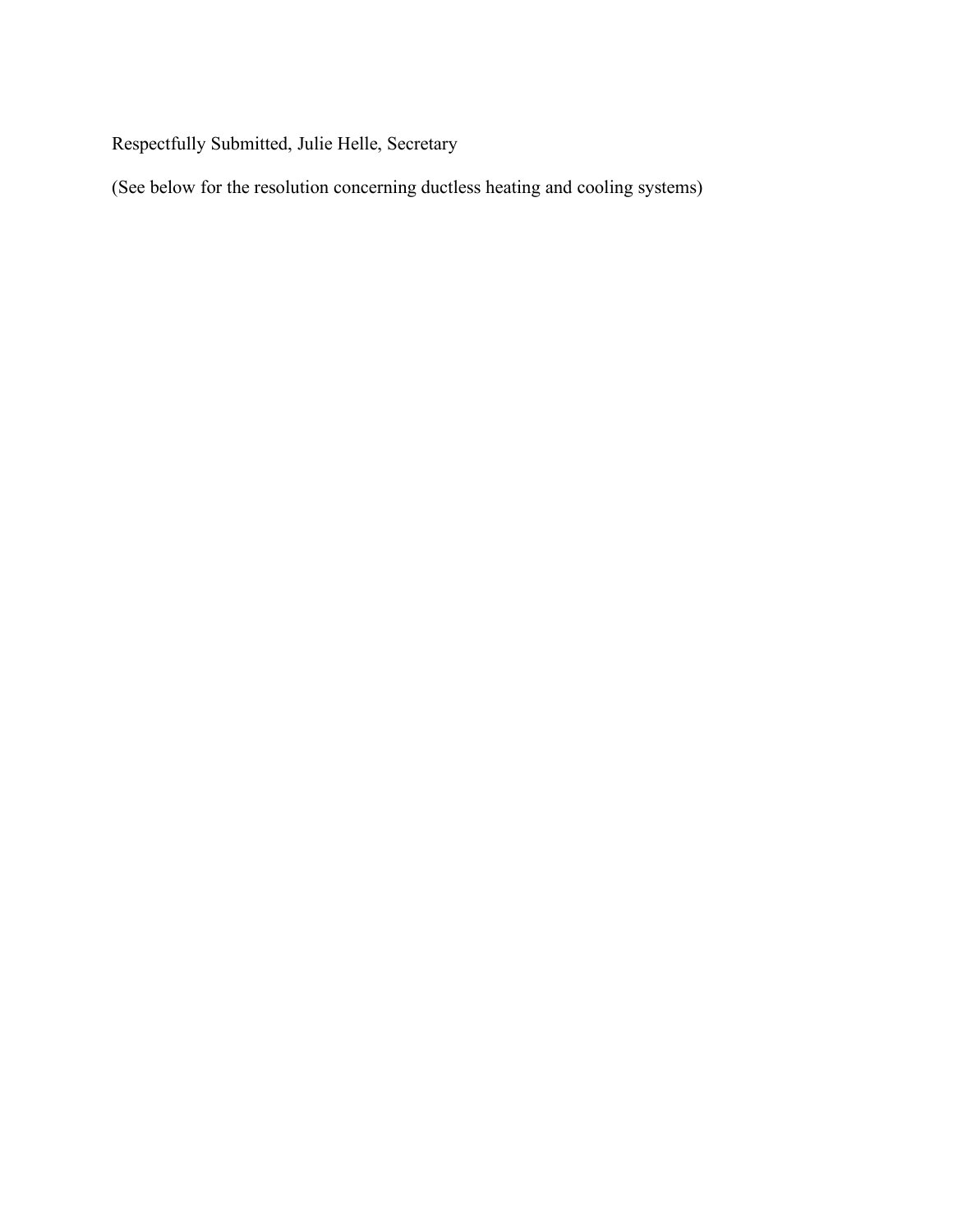Respectfully Submitted, Julie Helle, Secretary

(See below for the resolution concerning ductless heating and cooling systems)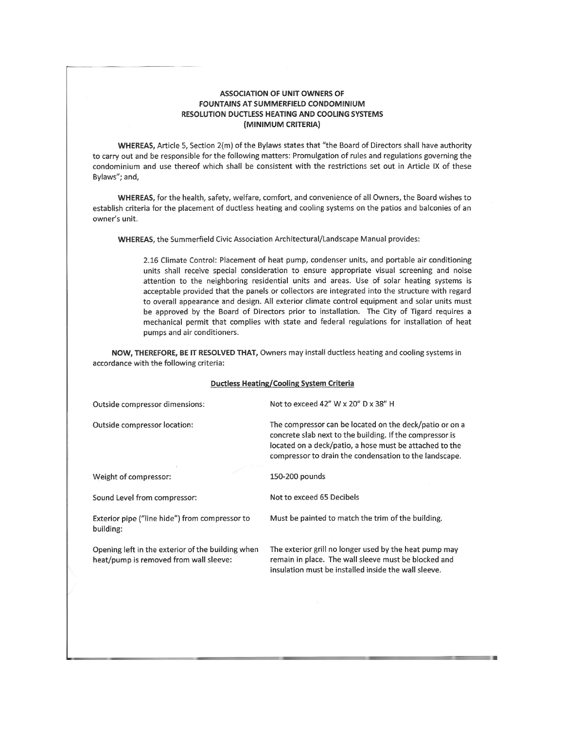**ASSOCIATION OF UNIT OWNERS OF**
**FOUNTAINS AT SUMMERFIELD CONDOMINIUM**
**RESOLUTION DUCTLESS HEATING AND COOLING SYSTEMS**
**(MINIMUM CRITERIA)**

**WHEREAS,** Article 5, Section 2(m) of the Bylaws states that "the Board of Directors shall have authority to carry out and be responsible for the following matters: Promulgation of rules and regulations governing the condominium and use thereof which shall be consistent with the restrictions set out in Article IX of these Bylaws"; and,

**WHEREAS,** for the health, safety, welfare, comfort, and convenience of all Owners, the Board wishes to establish criteria for the placement of ductless heating and cooling systems on the patios and balconies of an owner's unit.

**WHEREAS,** the Summerfield Civic Association Architectural/Landscape Manual provides:

> 2.16 Climate Control: Placement of heat pump, condenser units, and portable air conditioning units shall receive special consideration to ensure appropriate visual screening and noise attention to the neighboring residential units and areas. Use of solar heating systems is acceptable provided that the panels or collectors are integrated into the structure with regard to overall appearance and design. All exterior climate control equipment and solar units must be approved by the Board of Directors prior to installation. The City of Tigard requires a mechanical permit that complies with state and federal regulations for installation of heat pumps and air conditioners.

**NOW, THEREFORE, BE IT RESOLVED THAT,** Owners may install ductless heating and cooling systems in accordance with the following criteria:

**Ductless Heating/Cooling System Criteria**

| | |
|---|---|
| Outside compressor dimensions: | Not to exceed 42" W x 20" D x 38" H |
| Outside compressor location: | The compressor can be located on the deck/patio or on a concrete slab next to the building. If the compressor is located on a deck/patio, a hose must be attached to the compressor to drain the condensation to the landscape. |
| Weight of compressor: | 150-200 pounds |
| Sound Level from compressor: | Not to exceed 65 Decibels |
| Exterior pipe ("line hide") from compressor to building: | Must be painted to match the trim of the building. |
| Opening left in the exterior of the building when heat/pump is removed from wall sleeve: | The exterior grill no longer used by the heat pump may remain in place. The wall sleeve must be blocked and insulation must be installed inside the wall sleeve. |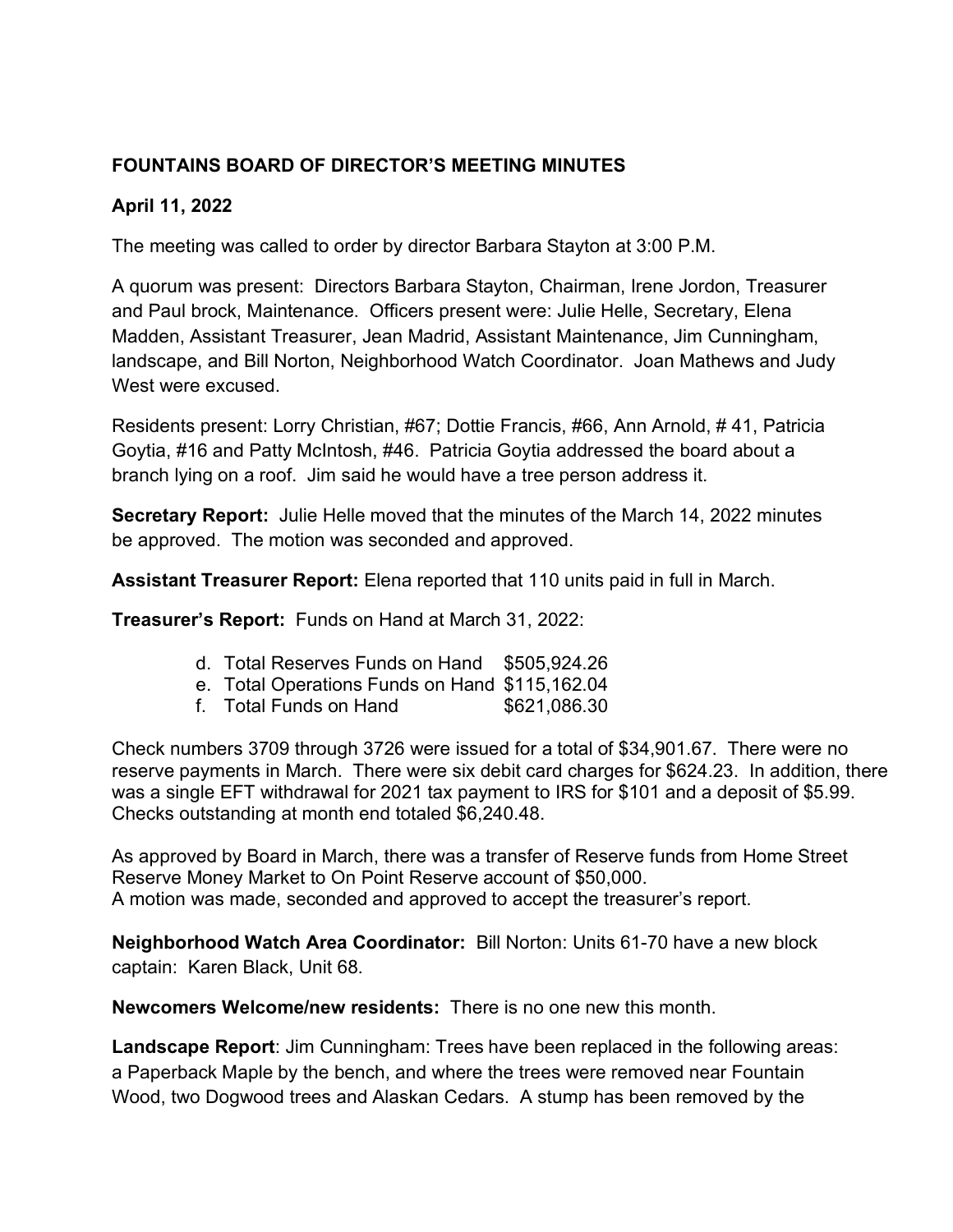**FOUNTAINS BOARD OF DIRECTOR'S MEETING MINUTES**

**April 11, 2022**

The meeting was called to order by director Barbara Stayton at 3:00 P.M.

A quorum was present: Directors Barbara Stayton, Chairman, Irene Jordon, Treasurer and Paul brock, Maintenance. Officers present were: Julie Helle, Secretary, Elena Madden, Assistant Treasurer, Jean Madrid, Assistant Maintenance, Jim Cunningham, landscape, and Bill Norton, Neighborhood Watch Coordinator. Joan Mathews and Judy West were excused.

Residents present: Lorry Christian, #67; Dottie Francis, #66, Ann Arnold, # 41, Patricia Goytia, #16 and Patty McIntosh, #46. Patricia Goytia addressed the board about a branch lying on a roof. Jim said he would have a tree person address it.

**Secretary Report:** Julie Helle moved that the minutes of the March 14, 2022 minutes be approved. The motion was seconded and approved.

**Assistant Treasurer Report:** Elena reported that 110 units paid in full in March.

**Treasurer's Report:** Funds on Hand at March 31, 2022:

d. Total Reserves Funds on Hand $505,924.26
e. Total Operations Funds on Hand $115,162.04
f. Total Funds on Hand $621,086.30

Check numbers 3709 through 3726 were issued for a total of $34,901.67. There were no reserve payments in March. There were six debit card charges for $624.23. In addition, there was a single EFT withdrawal for 2021 tax payment to IRS for $101 and a deposit of $5.99. Checks outstanding at month end totaled $6,240.48.

As approved by Board in March, there was a transfer of Reserve funds from Home Street Reserve Money Market to On Point Reserve account of $50,000.
A motion was made, seconded and approved to accept the treasurer's report.

**Neighborhood Watch Area Coordinator:** Bill Norton: Units 61-70 have a new block captain: Karen Black, Unit 68.

**Newcomers Welcome/new residents:** There is no one new this month.

**Landscape Report**: Jim Cunningham: Trees have been replaced in the following areas: a Paperback Maple by the bench, and where the trees were removed near Fountain Wood, two Dogwood trees and Alaskan Cedars. A stump has been removed by the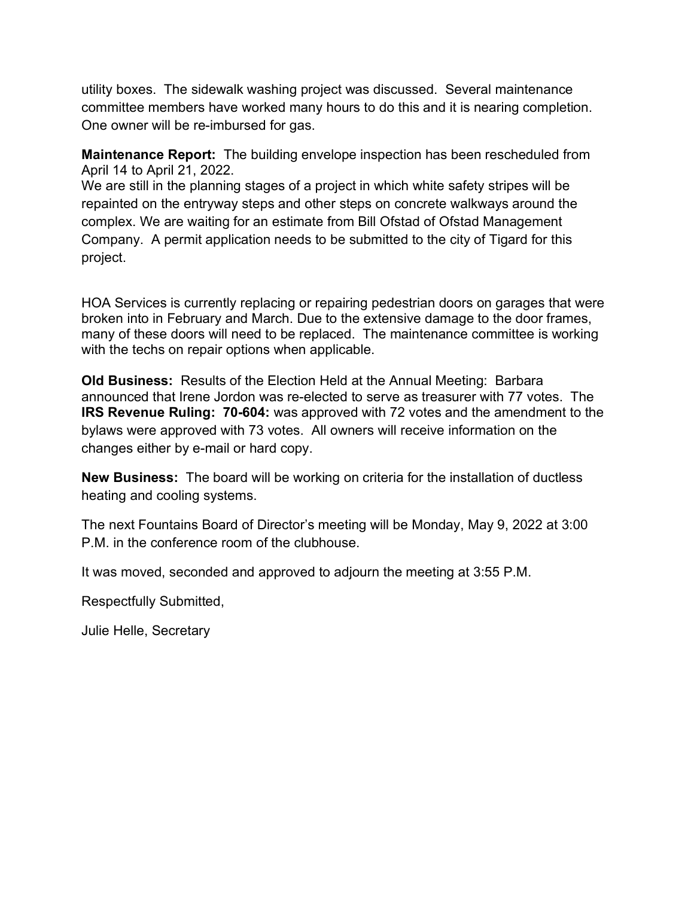utility boxes. The sidewalk washing project was discussed. Several maintenance committee members have worked many hours to do this and it is nearing completion. One owner will be re-imbursed for gas.

**Maintenance Report:** The building envelope inspection has been rescheduled from April 14 to April 21, 2022.
We are still in the planning stages of a project in which white safety stripes will be repainted on the entryway steps and other steps on concrete walkways around the complex. We are waiting for an estimate from Bill Ofstad of Ofstad Management Company. A permit application needs to be submitted to the city of Tigard for this project.

HOA Services is currently replacing or repairing pedestrian doors on garages that were broken into in February and March. Due to the extensive damage to the door frames, many of these doors will need to be replaced. The maintenance committee is working with the techs on repair options when applicable.

**Old Business:** Results of the Election Held at the Annual Meeting: Barbara announced that Irene Jordon was re-elected to serve as treasurer with 77 votes. The **IRS Revenue Ruling: 70-604:** was approved with 72 votes and the amendment to the bylaws were approved with 73 votes. All owners will receive information on the changes either by e-mail or hard copy.

**New Business:** The board will be working on criteria for the installation of ductless heating and cooling systems.

The next Fountains Board of Director's meeting will be Monday, May 9, 2022 at 3:00 P.M. in the conference room of the clubhouse.

It was moved, seconded and approved to adjourn the meeting at 3:55 P.M.

Respectfully Submitted,

Julie Helle, Secretary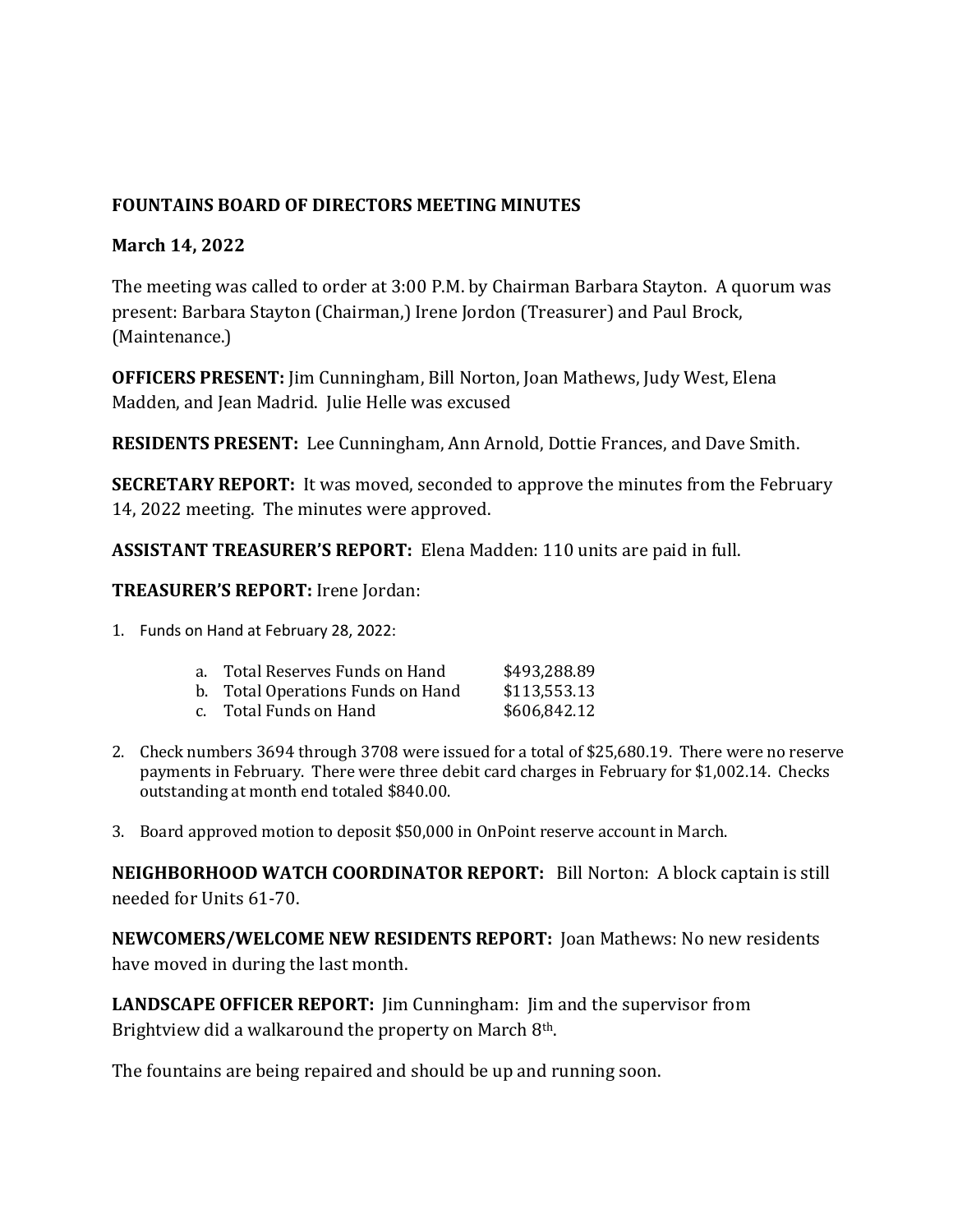**FOUNTAINS BOARD OF DIRECTORS MEETING MINUTES**

**March 14, 2022**

The meeting was called to order at 3:00 P.M. by Chairman Barbara Stayton. A quorum was present: Barbara Stayton (Chairman,) Irene Jordon (Treasurer) and Paul Brock, (Maintenance.)

**OFFICERS PRESENT:** Jim Cunningham, Bill Norton, Joan Mathews, Judy West, Elena Madden, and Jean Madrid. Julie Helle was excused

**RESIDENTS PRESENT:** Lee Cunningham, Ann Arnold, Dottie Frances, and Dave Smith.

**SECRETARY REPORT:** It was moved, seconded to approve the minutes from the February 14, 2022 meeting. The minutes were approved.

**ASSISTANT TREASURER'S REPORT:** Elena Madden: 110 units are paid in full.

**TREASURER'S REPORT:** Irene Jordan:

1. Funds on Hand at February 28, 2022:

   a. Total Reserves Funds on Hand $493,288.89
   b. Total Operations Funds on Hand $113,553.13
   c. Total Funds on Hand $606,842.12

2. Check numbers 3694 through 3708 were issued for a total of $25,680.19. There were no reserve payments in February. There were three debit card charges in February for $1,002.14. Checks outstanding at month end totaled $840.00.

3. Board approved motion to deposit $50,000 in OnPoint reserve account in March.

**NEIGHBORHOOD WATCH COORDINATOR REPORT:** Bill Norton: A block captain is still needed for Units 61-70.

**NEWCOMERS/WELCOME NEW RESIDENTS REPORT:** Joan Mathews: No new residents have moved in during the last month.

**LANDSCAPE OFFICER REPORT:** Jim Cunningham: Jim and the supervisor from Brightview did a walkaround the property on March 8th.

The fountains are being repaired and should be up and running soon.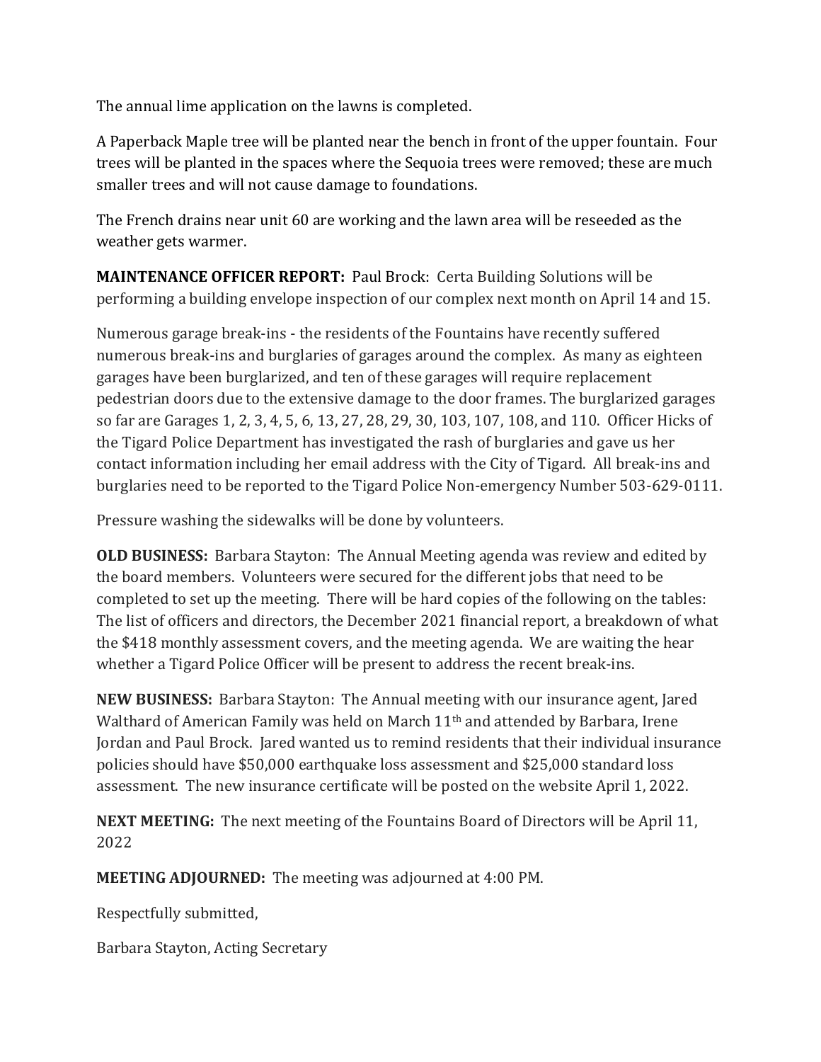The annual lime application on the lawns is completed.

A Paperback Maple tree will be planted near the bench in front of the upper fountain. Four trees will be planted in the spaces where the Sequoia trees were removed; these are much smaller trees and will not cause damage to foundations.

The French drains near unit 60 are working and the lawn area will be reseeded as the weather gets warmer.

**MAINTENANCE OFFICER REPORT:** Paul Brock: Certa Building Solutions will be performing a building envelope inspection of our complex next month on April 14 and 15.

Numerous garage break-ins - the residents of the Fountains have recently suffered numerous break-ins and burglaries of garages around the complex. As many as eighteen garages have been burglarized, and ten of these garages will require replacement pedestrian doors due to the extensive damage to the door frames. The burglarized garages so far are Garages 1, 2, 3, 4, 5, 6, 13, 27, 28, 29, 30, 103, 107, 108, and 110. Officer Hicks of the Tigard Police Department has investigated the rash of burglaries and gave us her contact information including her email address with the City of Tigard. All break-ins and burglaries need to be reported to the Tigard Police Non-emergency Number 503-629-0111.

Pressure washing the sidewalks will be done by volunteers.

**OLD BUSINESS:** Barbara Stayton: The Annual Meeting agenda was review and edited by the board members. Volunteers were secured for the different jobs that need to be completed to set up the meeting. There will be hard copies of the following on the tables: The list of officers and directors, the December 2021 financial report, a breakdown of what the $418 monthly assessment covers, and the meeting agenda. We are waiting the hear whether a Tigard Police Officer will be present to address the recent break-ins.

**NEW BUSINESS:** Barbara Stayton: The Annual meeting with our insurance agent, Jared Walthard of American Family was held on March 11th and attended by Barbara, Irene Jordan and Paul Brock. Jared wanted us to remind residents that their individual insurance policies should have $50,000 earthquake loss assessment and $25,000 standard loss assessment. The new insurance certificate will be posted on the website April 1, 2022.

**NEXT MEETING:** The next meeting of the Fountains Board of Directors will be April 11, 2022

**MEETING ADJOURNED:** The meeting was adjourned at 4:00 PM.

Respectfully submitted,

Barbara Stayton, Acting Secretary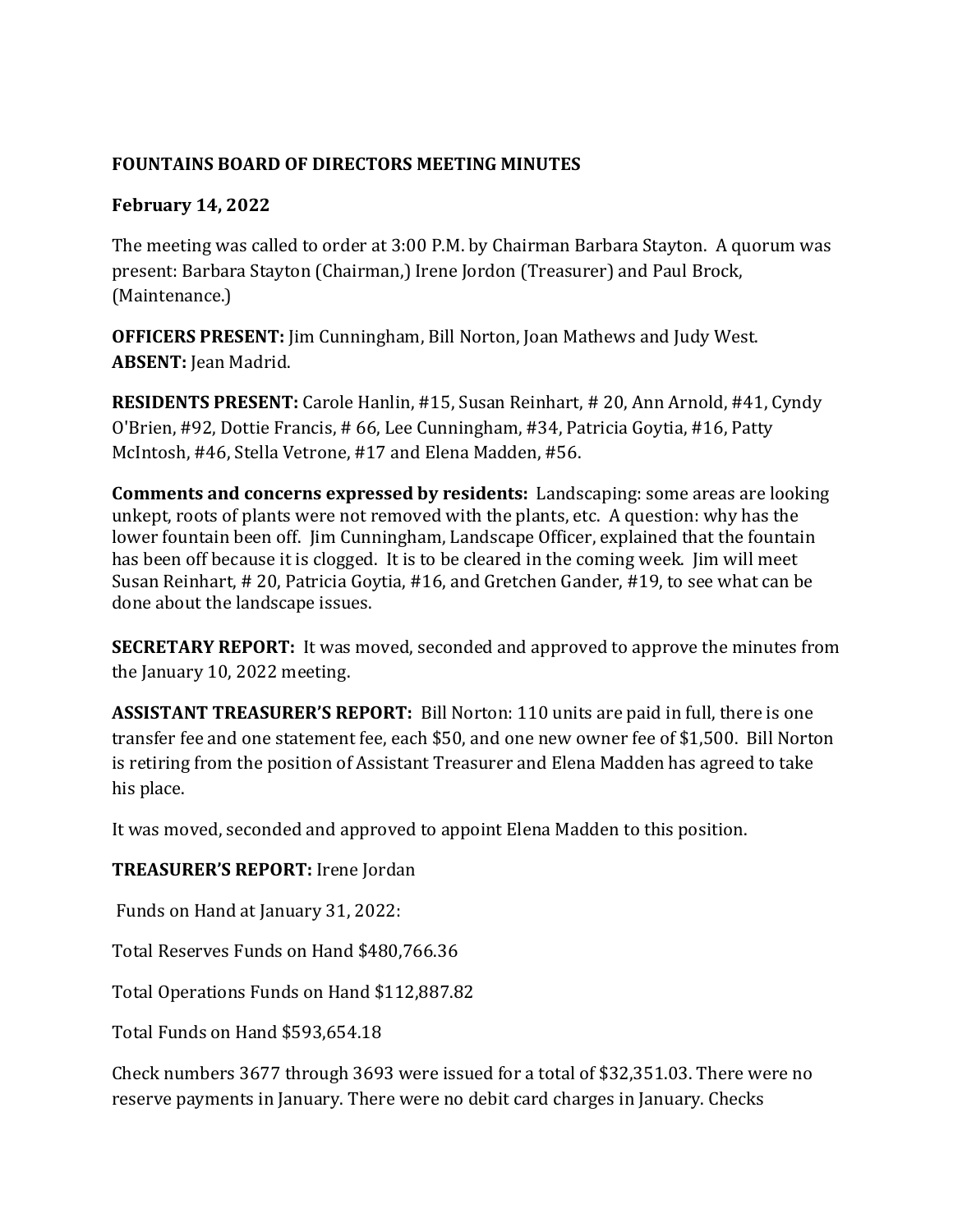**FOUNTAINS BOARD OF DIRECTORS MEETING MINUTES**

**February 14, 2022**

The meeting was called to order at 3:00 P.M. by Chairman Barbara Stayton. A quorum was present: Barbara Stayton (Chairman,) Irene Jordon (Treasurer) and Paul Brock, (Maintenance.)

**OFFICERS PRESENT:** Jim Cunningham, Bill Norton, Joan Mathews and Judy West.
**ABSENT:** Jean Madrid.

**RESIDENTS PRESENT:** Carole Hanlin, #15, Susan Reinhart, # 20, Ann Arnold, #41, Cyndy O'Brien, #92, Dottie Francis, # 66, Lee Cunningham, #34, Patricia Goytia, #16, Patty McIntosh, #46, Stella Vetrone, #17 and Elena Madden, #56.

**Comments and concerns expressed by residents:** Landscaping: some areas are looking unkept, roots of plants were not removed with the plants, etc. A question: why has the lower fountain been off. Jim Cunningham, Landscape Officer, explained that the fountain has been off because it is clogged. It is to be cleared in the coming week. Jim will meet Susan Reinhart, # 20, Patricia Goytia, #16, and Gretchen Gander, #19, to see what can be done about the landscape issues.

**SECRETARY REPORT:** It was moved, seconded and approved to approve the minutes from the January 10, 2022 meeting.

**ASSISTANT TREASURER'S REPORT:** Bill Norton: 110 units are paid in full, there is one transfer fee and one statement fee, each $50, and one new owner fee of $1,500. Bill Norton is retiring from the position of Assistant Treasurer and Elena Madden has agreed to take his place.

It was moved, seconded and approved to appoint Elena Madden to this position.

**TREASURER'S REPORT:** Irene Jordan

Funds on Hand at January 31, 2022:

Total Reserves Funds on Hand $480,766.36

Total Operations Funds on Hand $112,887.82

Total Funds on Hand $593,654.18

Check numbers 3677 through 3693 were issued for a total of $32,351.03. There were no reserve payments in January. There were no debit card charges in January. Checks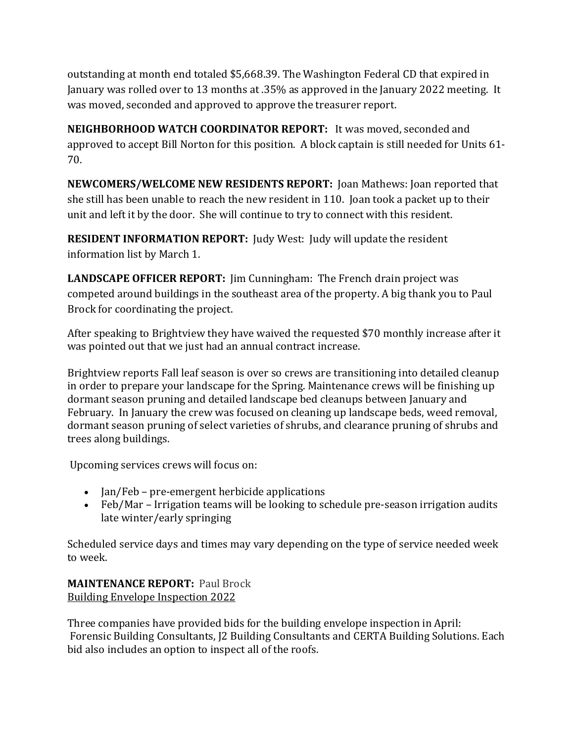outstanding at month end totaled $5,668.39. The Washington Federal CD that expired in January was rolled over to 13 months at .35% as approved in the January 2022 meeting. It was moved, seconded and approved to approve the treasurer report.

**NEIGHBORHOOD WATCH COORDINATOR REPORT:** It was moved, seconded and approved to accept Bill Norton for this position. A block captain is still needed for Units 61-70.

**NEWCOMERS/WELCOME NEW RESIDENTS REPORT:** Joan Mathews: Joan reported that she still has been unable to reach the new resident in 110. Joan took a packet up to their unit and left it by the door. She will continue to try to connect with this resident.

**RESIDENT INFORMATION REPORT:** Judy West: Judy will update the resident information list by March 1.

**LANDSCAPE OFFICER REPORT:** Jim Cunningham: The French drain project was competed around buildings in the southeast area of the property. A big thank you to Paul Brock for coordinating the project.

After speaking to Brightview they have waived the requested $70 monthly increase after it was pointed out that we just had an annual contract increase.

Brightview reports Fall leaf season is over so crews are transitioning into detailed cleanup in order to prepare your landscape for the Spring. Maintenance crews will be finishing up dormant season pruning and detailed landscape bed cleanups between January and February. In January the crew was focused on cleaning up landscape beds, weed removal, dormant season pruning of select varieties of shrubs, and clearance pruning of shrubs and trees along buildings.

Upcoming services crews will focus on:

- Jan/Feb – pre-emergent herbicide applications
- Feb/Mar – Irrigation teams will be looking to schedule pre-season irrigation audits late winter/early springing

Scheduled service days and times may vary depending on the type of service needed week to week.

**MAINTENANCE REPORT:** Paul Brock
<u>Building Envelope Inspection 2022</u>

Three companies have provided bids for the building envelope inspection in April: Forensic Building Consultants, J2 Building Consultants and CERTA Building Solutions. Each bid also includes an option to inspect all of the roofs.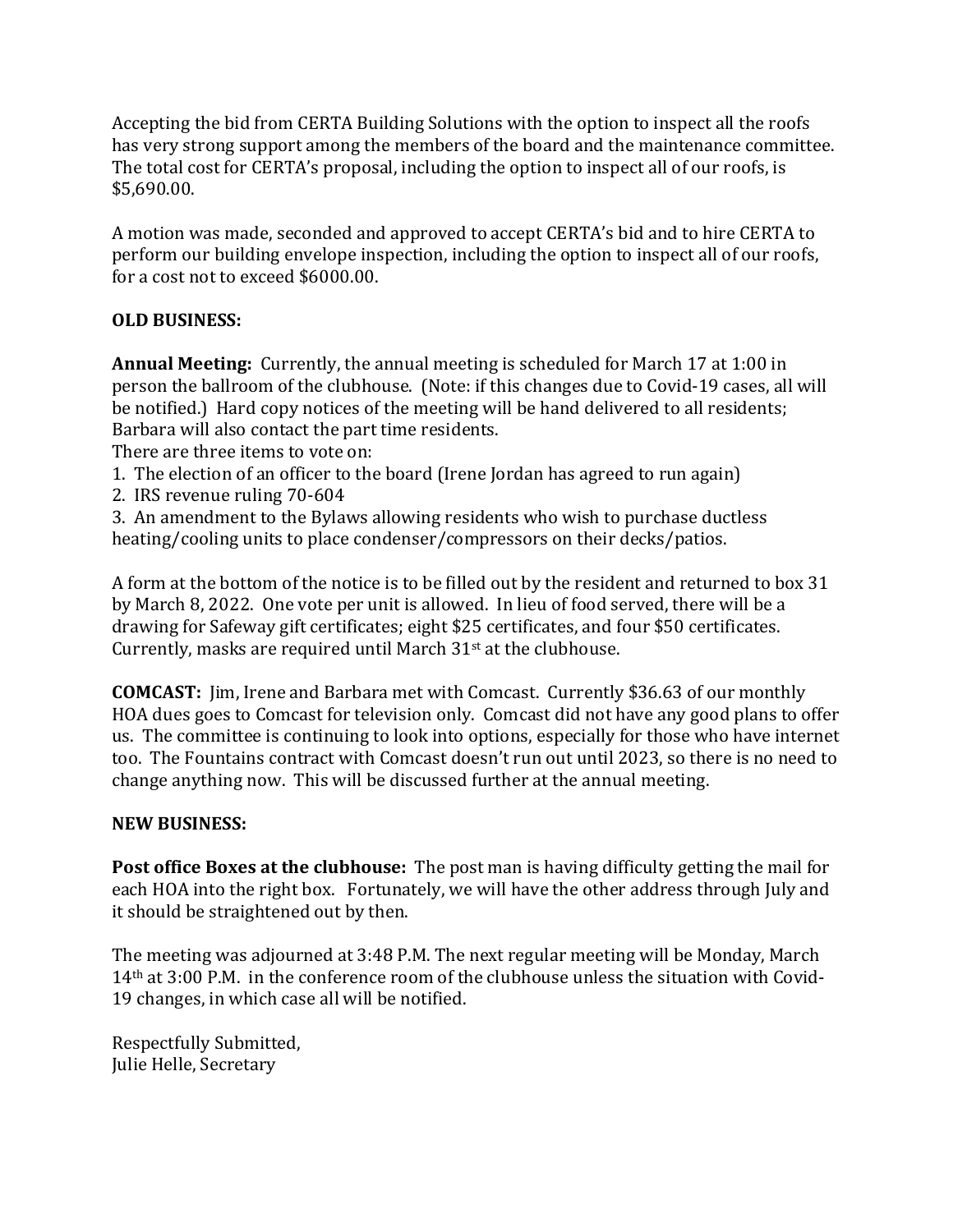Accepting the bid from CERTA Building Solutions with the option to inspect all the roofs has very strong support among the members of the board and the maintenance committee. The total cost for CERTA's proposal, including the option to inspect all of our roofs, is $5,690.00.

A motion was made, seconded and approved to accept CERTA's bid and to hire CERTA to perform our building envelope inspection, including the option to inspect all of our roofs, for a cost not to exceed $6000.00.

**OLD BUSINESS:**

**Annual Meeting:** Currently, the annual meeting is scheduled for March 17 at 1:00 in person the ballroom of the clubhouse. (Note: if this changes due to Covid-19 cases, all will be notified.) Hard copy notices of the meeting will be hand delivered to all residents; Barbara will also contact the part time residents.
There are three items to vote on:

1. The election of an officer to the board (Irene Jordan has agreed to run again)
2. IRS revenue ruling 70-604
3. An amendment to the Bylaws allowing residents who wish to purchase ductless heating/cooling units to place condenser/compressors on their decks/patios.

A form at the bottom of the notice is to be filled out by the resident and returned to box 31 by March 8, 2022. One vote per unit is allowed. In lieu of food served, there will be a drawing for Safeway gift certificates; eight $25 certificates, and four $50 certificates. Currently, masks are required until March 31st at the clubhouse.

**COMCAST:** Jim, Irene and Barbara met with Comcast. Currently $36.63 of our monthly HOA dues goes to Comcast for television only. Comcast did not have any good plans to offer us. The committee is continuing to look into options, especially for those who have internet too. The Fountains contract with Comcast doesn't run out until 2023, so there is no need to change anything now. This will be discussed further at the annual meeting.

**NEW BUSINESS:**

**Post office Boxes at the clubhouse:** The post man is having difficulty getting the mail for each HOA into the right box. Fortunately, we will have the other address through July and it should be straightened out by then.

The meeting was adjourned at 3:48 P.M. The next regular meeting will be Monday, March 14th at 3:00 P.M. in the conference room of the clubhouse unless the situation with Covid-19 changes, in which case all will be notified.

Respectfully Submitted,
Julie Helle, Secretary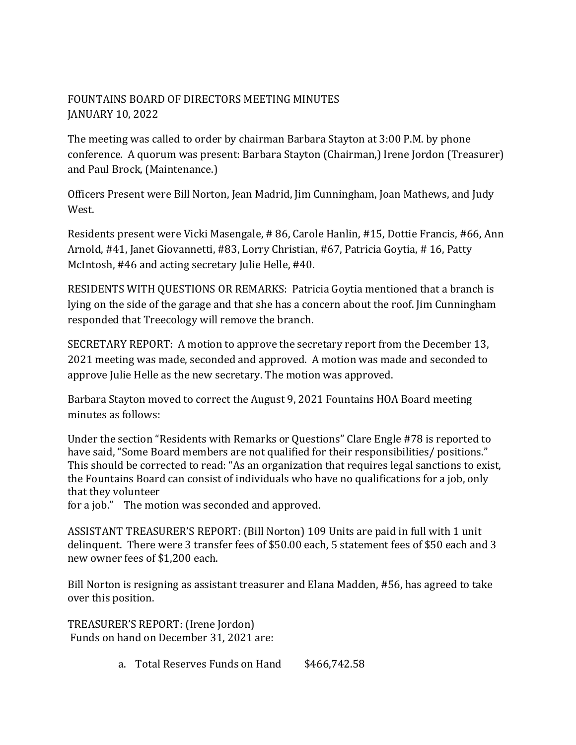FOUNTAINS BOARD OF DIRECTORS MEETING MINUTES
JANUARY 10, 2022

The meeting was called to order by chairman Barbara Stayton at 3:00 P.M. by phone conference. A quorum was present: Barbara Stayton (Chairman,) Irene Jordon (Treasurer) and Paul Brock, (Maintenance.)

Officers Present were Bill Norton, Jean Madrid, Jim Cunningham, Joan Mathews, and Judy West.

Residents present were Vicki Masengale, # 86, Carole Hanlin, #15, Dottie Francis, #66, Ann Arnold, #41, Janet Giovannetti, #83, Lorry Christian, #67, Patricia Goytia, # 16, Patty McIntosh, #46 and acting secretary Julie Helle, #40.

RESIDENTS WITH QUESTIONS OR REMARKS: Patricia Goytia mentioned that a branch is lying on the side of the garage and that she has a concern about the roof. Jim Cunningham responded that Treecology will remove the branch.

SECRETARY REPORT: A motion to approve the secretary report from the December 13, 2021 meeting was made, seconded and approved. A motion was made and seconded to approve Julie Helle as the new secretary. The motion was approved.

Barbara Stayton moved to correct the August 9, 2021 Fountains HOA Board meeting minutes as follows:

Under the section "Residents with Remarks or Questions" Clare Engle #78 is reported to have said, "Some Board members are not qualified for their responsibilities/ positions." This should be corrected to read: "As an organization that requires legal sanctions to exist, the Fountains Board can consist of individuals who have no qualifications for a job, only that they volunteer
for a job." The motion was seconded and approved.

ASSISTANT TREASURER'S REPORT: (Bill Norton) 109 Units are paid in full with 1 unit delinquent. There were 3 transfer fees of $50.00 each, 5 statement fees of $50 each and 3 new owner fees of $1,200 each.

Bill Norton is resigning as assistant treasurer and Elana Madden, #56, has agreed to take over this position.

TREASURER'S REPORT: (Irene Jordon)
Funds on hand on December 31, 2021 are:

a. Total Reserves Funds on Hand $466,742.58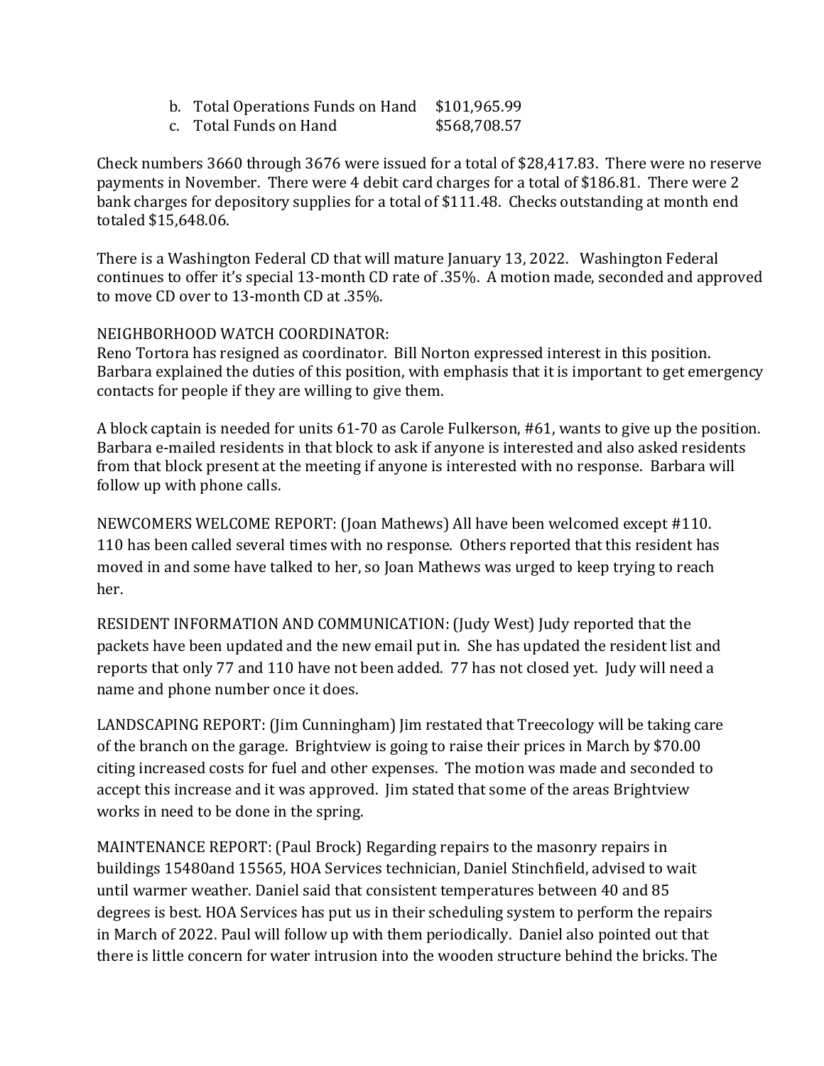b. Total Operations Funds on Hand $101,965.99
c. Total Funds on Hand $568,708.57

Check numbers 3660 through 3676 were issued for a total of $28,417.83. There were no reserve payments in November. There were 4 debit card charges for a total of $186.81. There were 2 bank charges for depository supplies for a total of $111.48. Checks outstanding at month end totaled $15,648.06.

There is a Washington Federal CD that will mature January 13, 2022. Washington Federal continues to offer it's special 13-month CD rate of .35%. A motion made, seconded and approved to move CD over to 13-month CD at .35%.

NEIGHBORHOOD WATCH COORDINATOR:
Reno Tortora has resigned as coordinator. Bill Norton expressed interest in this position. Barbara explained the duties of this position, with emphasis that it is important to get emergency contacts for people if they are willing to give them.

A block captain is needed for units 61-70 as Carole Fulkerson, #61, wants to give up the position. Barbara e-mailed residents in that block to ask if anyone is interested and also asked residents from that block present at the meeting if anyone is interested with no response. Barbara will follow up with phone calls.

NEWCOMERS WELCOME REPORT: (Joan Mathews) All have been welcomed except #110. 110 has been called several times with no response. Others reported that this resident has moved in and some have talked to her, so Joan Mathews was urged to keep trying to reach her.

RESIDENT INFORMATION AND COMMUNICATION: (Judy West) Judy reported that the packets have been updated and the new email put in. She has updated the resident list and reports that only 77 and 110 have not been added. 77 has not closed yet. Judy will need a name and phone number once it does.

LANDSCAPING REPORT: (Jim Cunningham) Jim restated that Treecology will be taking care of the branch on the garage. Brightview is going to raise their prices in March by $70.00 citing increased costs for fuel and other expenses. The motion was made and seconded to accept this increase and it was approved. Jim stated that some of the areas Brightview works in need to be done in the spring.

MAINTENANCE REPORT: (Paul Brock) Regarding repairs to the masonry repairs in buildings 15480and 15565, HOA Services technician, Daniel Stinchfield, advised to wait until warmer weather. Daniel said that consistent temperatures between 40 and 85 degrees is best. HOA Services has put us in their scheduling system to perform the repairs in March of 2022. Paul will follow up with them periodically. Daniel also pointed out that there is little concern for water intrusion into the wooden structure behind the bricks. The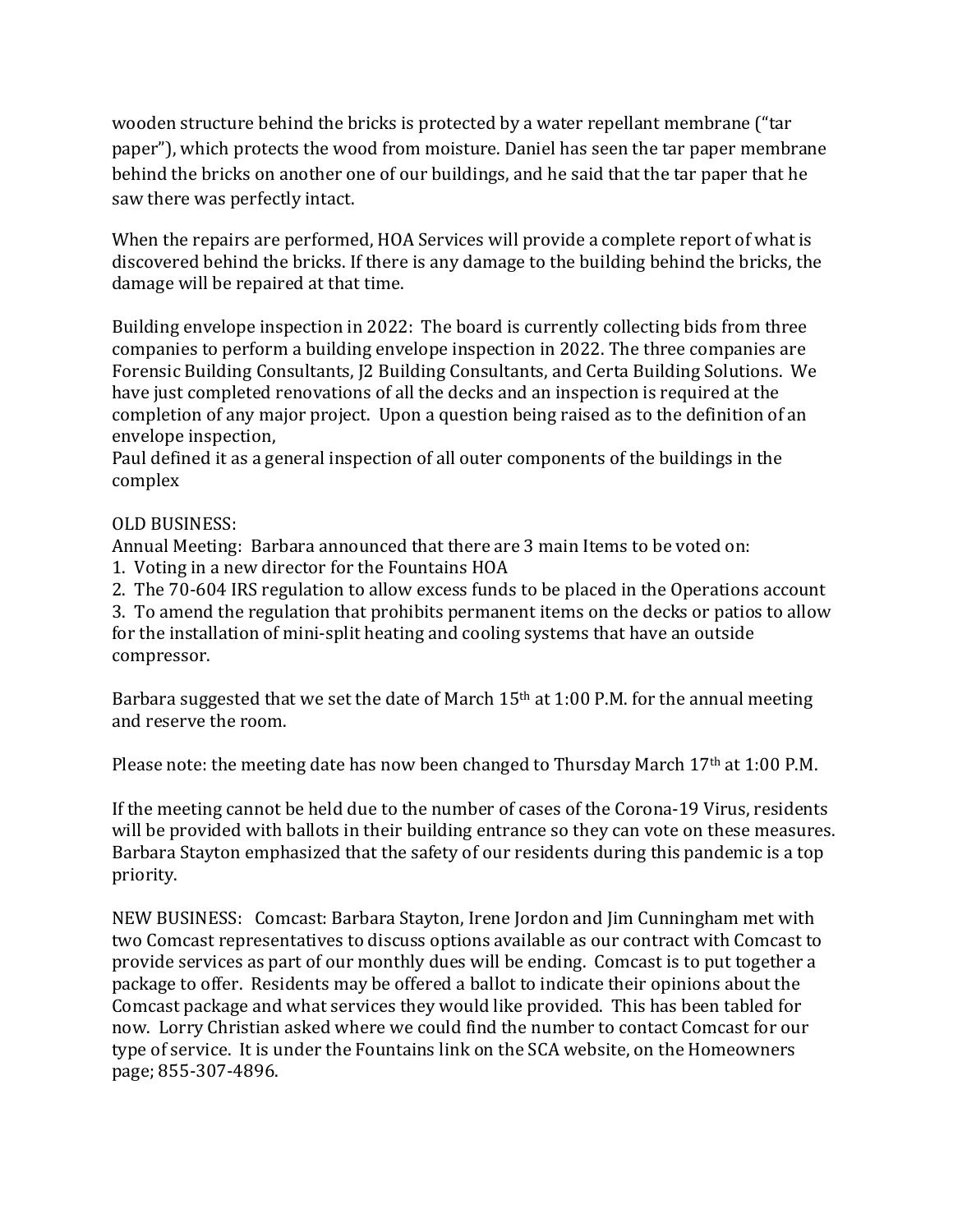wooden structure behind the bricks is protected by a water repellant membrane ("tar paper"), which protects the wood from moisture. Daniel has seen the tar paper membrane behind the bricks on another one of our buildings, and he said that the tar paper that he saw there was perfectly intact.

When the repairs are performed, HOA Services will provide a complete report of what is discovered behind the bricks. If there is any damage to the building behind the bricks, the damage will be repaired at that time.

Building envelope inspection in 2022: The board is currently collecting bids from three companies to perform a building envelope inspection in 2022. The three companies are Forensic Building Consultants, J2 Building Consultants, and Certa Building Solutions. We have just completed renovations of all the decks and an inspection is required at the completion of any major project. Upon a question being raised as to the definition of an envelope inspection,
Paul defined it as a general inspection of all outer components of the buildings in the complex

OLD BUSINESS:
Annual Meeting: Barbara announced that there are 3 main Items to be voted on:

1. Voting in a new director for the Fountains HOA
2. The 70-604 IRS regulation to allow excess funds to be placed in the Operations account
3. To amend the regulation that prohibits permanent items on the decks or patios to allow for the installation of mini-split heating and cooling systems that have an outside compressor.

Barbara suggested that we set the date of March 15th at 1:00 P.M. for the annual meeting and reserve the room.

Please note: the meeting date has now been changed to Thursday March 17th at 1:00 P.M.

If the meeting cannot be held due to the number of cases of the Corona-19 Virus, residents will be provided with ballots in their building entrance so they can vote on these measures. Barbara Stayton emphasized that the safety of our residents during this pandemic is a top priority.

NEW BUSINESS: Comcast: Barbara Stayton, Irene Jordon and Jim Cunningham met with two Comcast representatives to discuss options available as our contract with Comcast to provide services as part of our monthly dues will be ending. Comcast is to put together a package to offer. Residents may be offered a ballot to indicate their opinions about the Comcast package and what services they would like provided. This has been tabled for now. Lorry Christian asked where we could find the number to contact Comcast for our type of service. It is under the Fountains link on the SCA website, on the Homeowners page; 855-307-4896.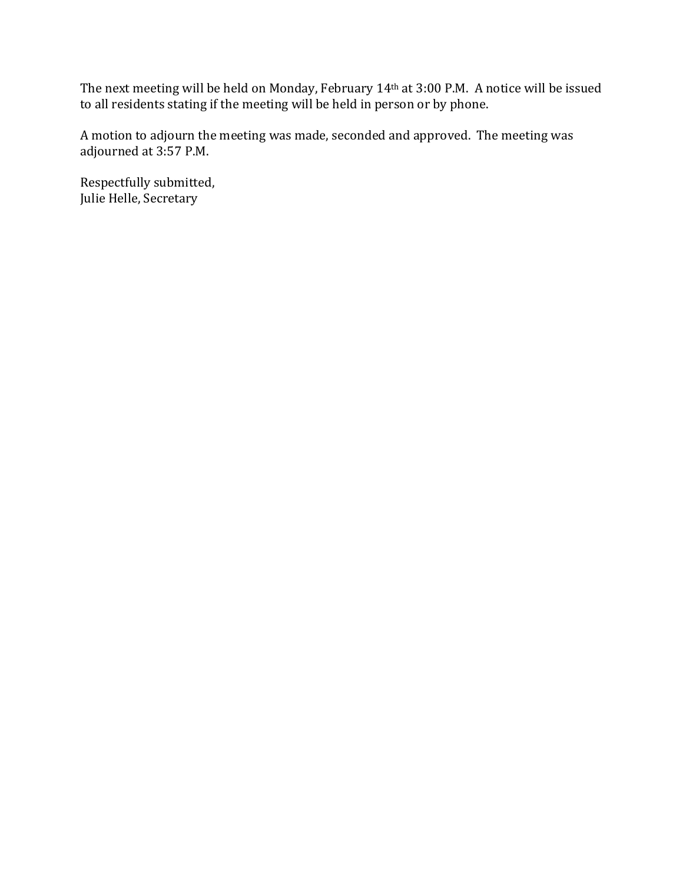The next meeting will be held on Monday, February 14th at 3:00 P.M. A notice will be issued to all residents stating if the meeting will be held in person or by phone.

A motion to adjourn the meeting was made, seconded and approved. The meeting was adjourned at 3:57 P.M.

Respectfully submitted,
Julie Helle, Secretary